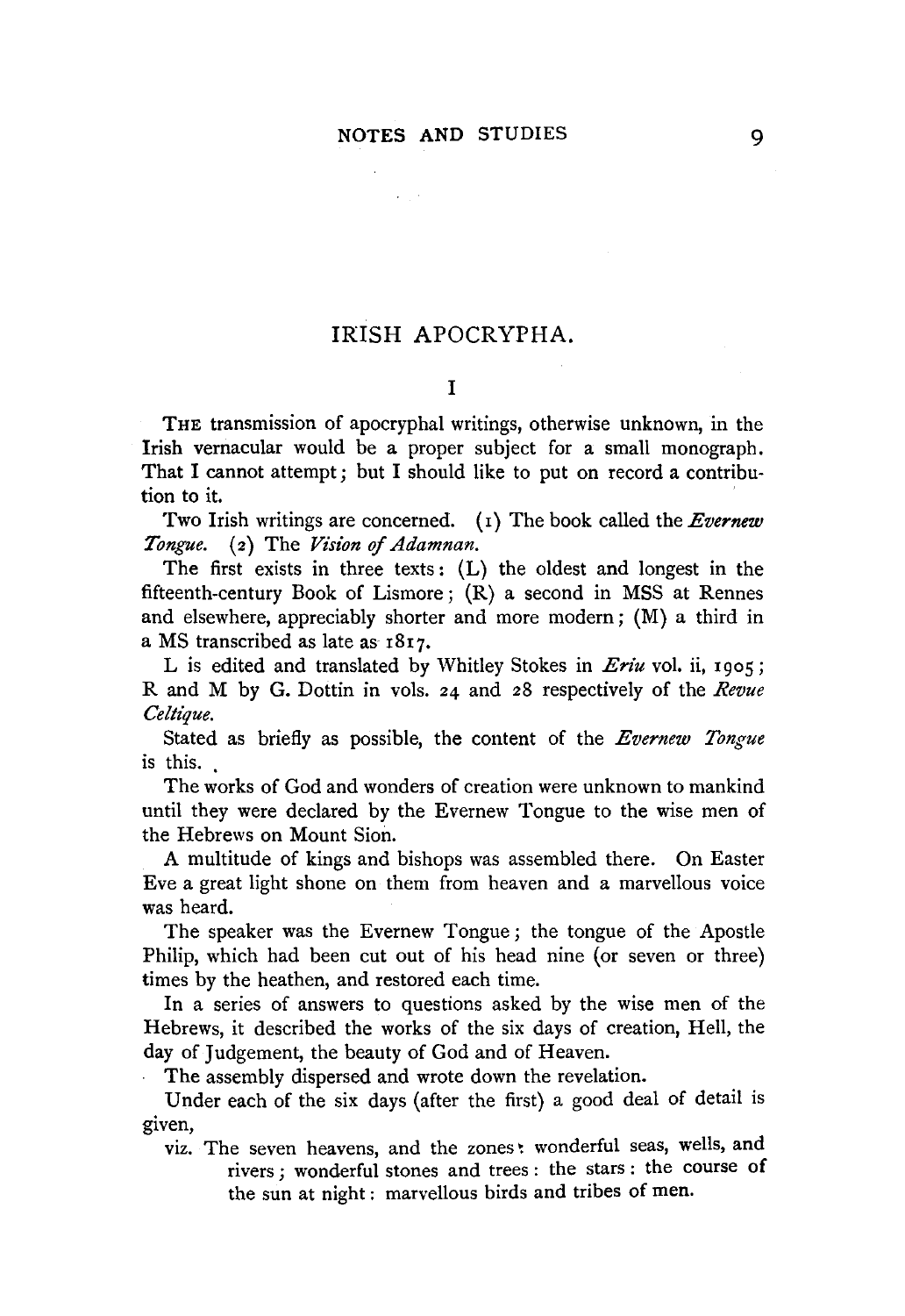# IRISH APOCRYPHA.

## I

THE transmission of apocryphal writings, otherwise unknown, in the Irish vernacular would be a proper subject for a small monograph. That I cannot attempt; but I should like to put on record a contribution to it.

Two Irish writings are concerned. (1) The book called the *Evernew Tongue*. (2) The *Vision of Adamnan*.

The first exists in three texts: (L) the oldest and longest in the fifteenth-century Book of Lismore; (R) a second in MSS at Rennes and elsewhere, appreciably shorter and more modern; (M) a third in a MS transcribed as late as 1817.

L is edited and translated by Whitley Stokes in *Eriu* vol. ii, 1905; R and M by G. Dottin in vols. 24 and 28 respectively of the *Revue Celtique*.

Stated as briefly as possible, the content of the *Evernew Tongue* is this.

The works of God and wonders of creation were unknown to mankind until they were declared by the Evernew Tongue to the wise men of the Hebrews on Mount Sion.

A multitude of kings and bishops was assembled there. On Easter Eve a great light shone on them from heaven and a marvellous voice was heard.

The speaker was the Evernew Tongue; the tongue of the Apostle Philip, which had been cut out of his head nine (or seven or three) times by the heathen, and restored each time.

In a series of answers to questions asked by the wise men of the Hebrews, it described the works of the six days of creation, Hell, the day of Judgement, the beauty of God and of Heaven.

The assembly dispersed and wrote down the revelation.

Under each of the six days (after the first) a good deal of detail is given,

viz. The seven heavens, and the zones: wonderful seas, wells, and rivers; wonderful stones and trees: the stars: the course of the sun at night: marvellous birds and tribes of men.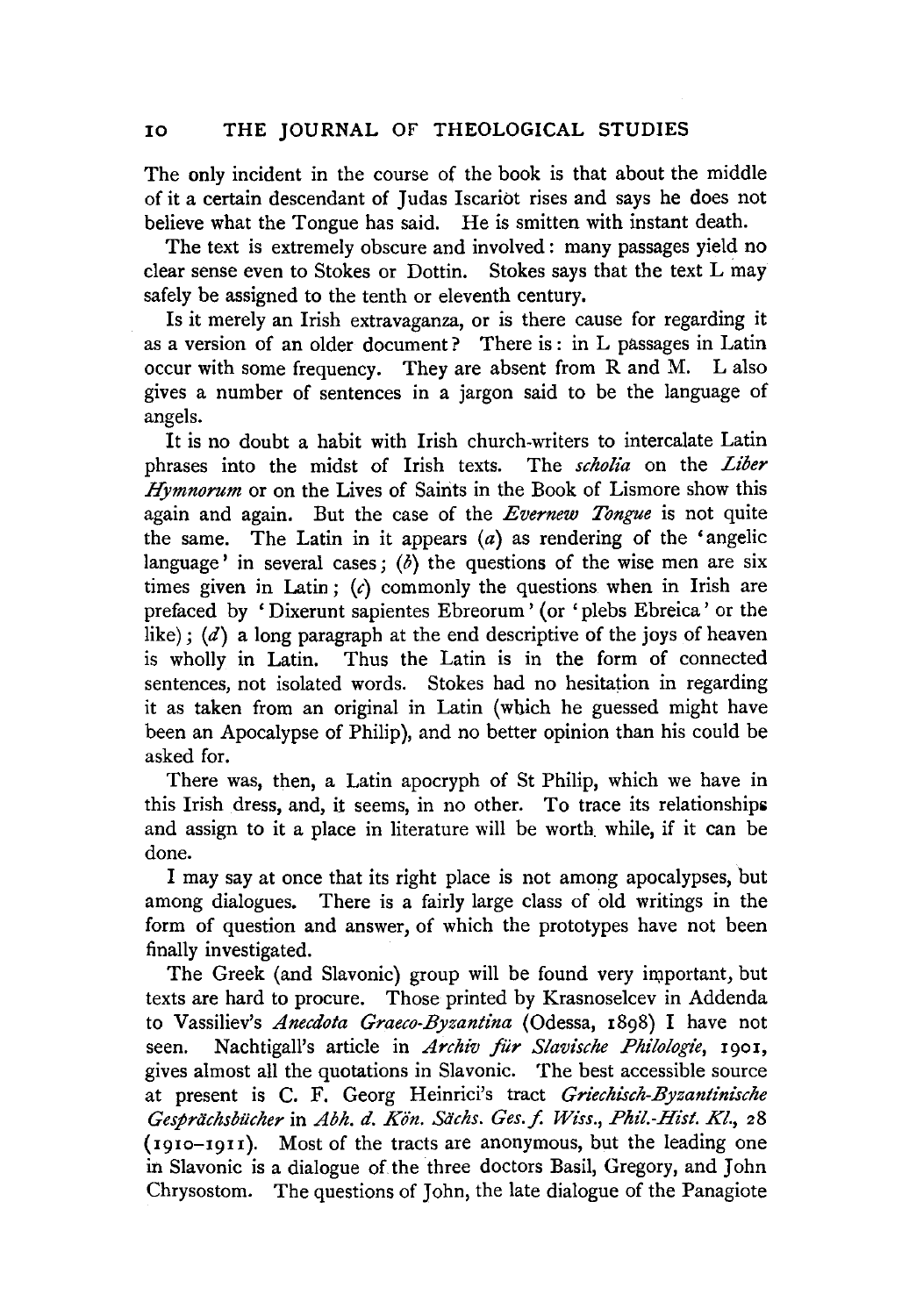The only incident in the course of the book is that about the middle of it a certain descendant of Judas Iscariot rises and says he does not believe what the Tongue has said. He is smitten with instant death.

The text is extremely obscure and involved: many passages yield no clear sense even to Stokes or Dottin. Stokes says that the text L may safely be assigned to the tenth or eleventh century.

Is it merely an Irish extravaganza, or is there cause for regarding it as a version of an older document? There is: in L passages in Latin occur with some frequency. They are absent from R and M. L also gives a number of sentences in a jargon said to be the language of angels.

It is no doubt a habit with Irish church-writers to intercalate Latin phrases into the midst of Irish texts. The *scholia* on the *Liber Hymnorum* or on the Lives of Saints in the Book of Lismore show this again and again. But the case of the *Evernew Tongue* is not quite the same. The Latin in it appears (*a*) as rendering of the 'angelic language' in several cases; (*b*) the questions of the wise men are six times given in Latin; (*c*) commonly the questions when in Irish are prefaced by 'Dixerunt sapientes Ebreorum' (or 'plebs Ebreica' or the like); (*d*) a long paragraph at the end descriptive of the joys of heaven is wholly in Latin. Thus the Latin is in the form of connected sentences, not isolated words. Stokes had no hesitation in regarding it as taken from an original in Latin (which he guessed might have been an Apocalypse of Philip), and no better opinion than his could be asked for.

There was, then, a Latin apocryph of St Philip, which we have in this Irish dress, and, it seems, in no other. To trace its relationships and assign to it a place in literature will be worth while, if it can be done.

I may say at once that its right place is not among apocalypses, but among dialogues. There is a fairly large class of old writings in the form of question and answer, of which the prototypes have not been finally investigated.

The Greek (and Slavonic) group will be found very important, but texts are hard to procure. Those printed by Krasnoselcev in Addenda to Vassiliev's *Anecdota Graeco-Byzantina* (Odessa, 1898) I have not seen. Nachtigall's article in *Archiv für Slavische Philologie*, 1901, gives almost all the quotations in Slavonic. The best accessible source at present is C. F. Georg Heinrici's tract *Griechisch-Byzantinische Gesprächsbücher* in *Abh. d. Kön. Sächs. Ges. f. Wiss., Phil.-Hist. Kl.*, 28 (1910–1911). Most of the tracts are anonymous, but the leading one in Slavonic is a dialogue of the three doctors Basil, Gregory, and John Chrysostom. The questions of John, the late dialogue of the Panagiote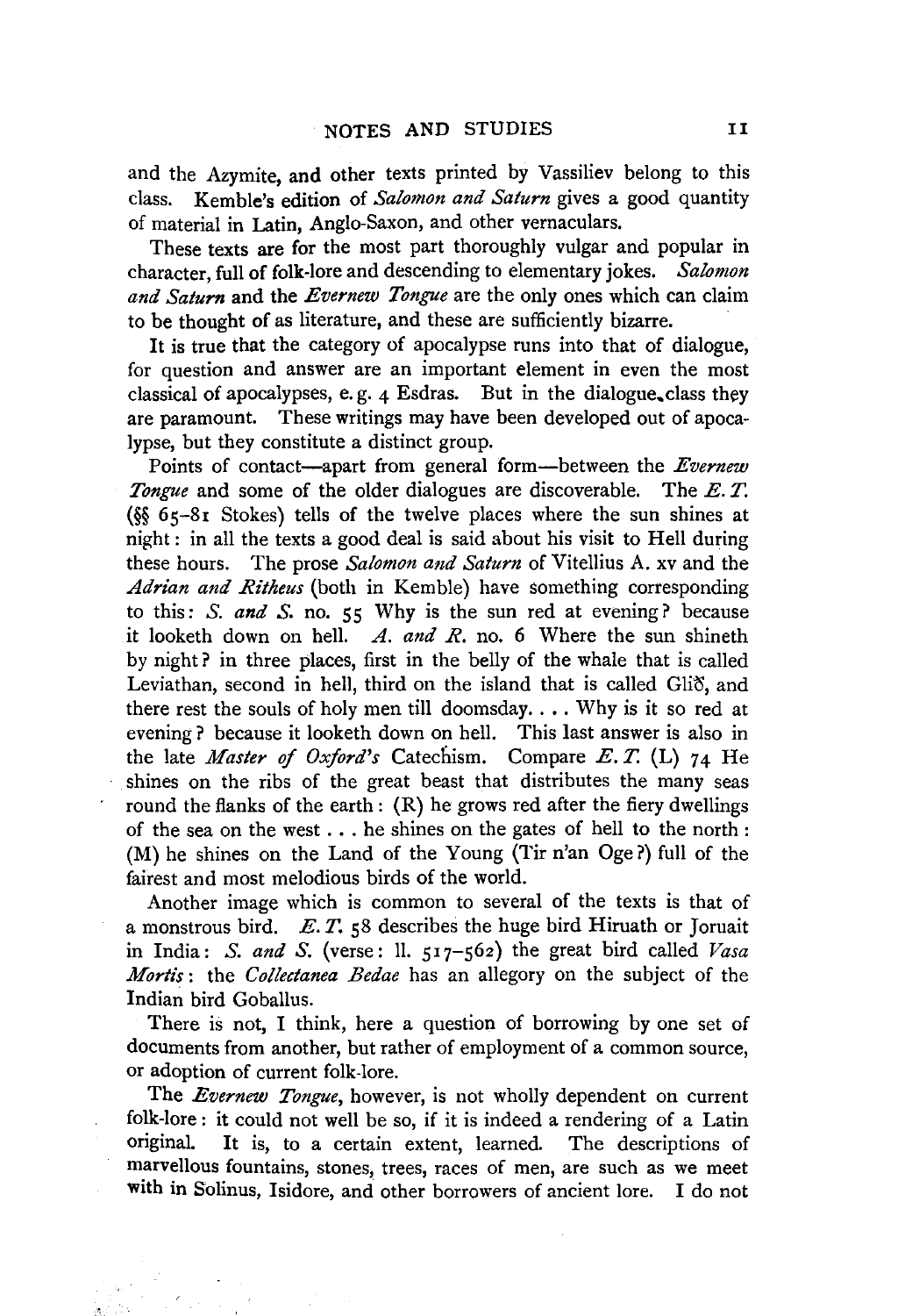and the Azymite, and other texts printed by Vassiliev belong to this class. Kemble's edition of *Salomon and Saturn* gives a good quantity of material in Latin, Anglo-Saxon, and other vernaculars.

These texts are for the most part thoroughly vulgar and popular in character, full of folk-lore and descending to elementary jokes. *Salomon and Saturn* and the *Evernew Tongue* are the only ones which can claim to be thought of as literature, and these are sufficiently bizarre.

It is true that the category of apocalypse runs into that of dialogue, for question and answer are an important element in even the most classical of apocalypses, e.g. 4 Esdras. But in the dialogue class they are paramount. These writings may have been developed out of apocalypse, but they constitute a distinct group.

Points of contact—apart from general form—between the *Evernew Tongue* and some of the older dialogues are discoverable. The *E. T.* (§§ 65–81 Stokes) tells of the twelve places where the sun shines at night: in all the texts a good deal is said about his visit to Hell during these hours. The prose *Salomon and Saturn* of Vitellius A. xv and the *Adrian and Ritheus* (both in Kemble) have something corresponding to this: *S. and S.* no. 55 Why is the sun red at evening? because it looketh down on hell. *A. and R.* no. 6 Where the sun shineth by night? in three places, first in the belly of the whale that is called Leviathan, second in hell, third on the island that is called Glið, and there rest the souls of holy men till doomsday.... Why is it so red at evening? because it looketh down on hell. This last answer is also in the late *Master of Oxford's* Catechism. Compare *E. T.* (L) 74 He shines on the ribs of the great beast that distributes the many seas round the flanks of the earth: (R) he grows red after the fiery dwellings of the sea on the west ... he shines on the gates of hell to the north: (M) he shines on the Land of the Young (Tir n'an Oge?) full of the fairest and most melodious birds of the world.

Another image which is common to several of the texts is that of a monstrous bird. *E. T.* 58 describes the huge bird Hiruath or Joruait in India: *S. and S.* (verse: ll. 517–562) the great bird called *Vasa Mortis*: the *Collectanea Bedae* has an allegory on the subject of the Indian bird Goballus.

There is not, I think, here a question of borrowing by one set of documents from another, but rather of employment of a common source, or adoption of current folk-lore.

The *Evernew Tongue*, however, is not wholly dependent on current folk-lore: it could not well be so, if it is indeed a rendering of a Latin original. It is, to a certain extent, learned. The descriptions of marvellous fountains, stones, trees, races of men, are such as we meet with in Solinus, Isidore, and other borrowers of ancient lore. I do not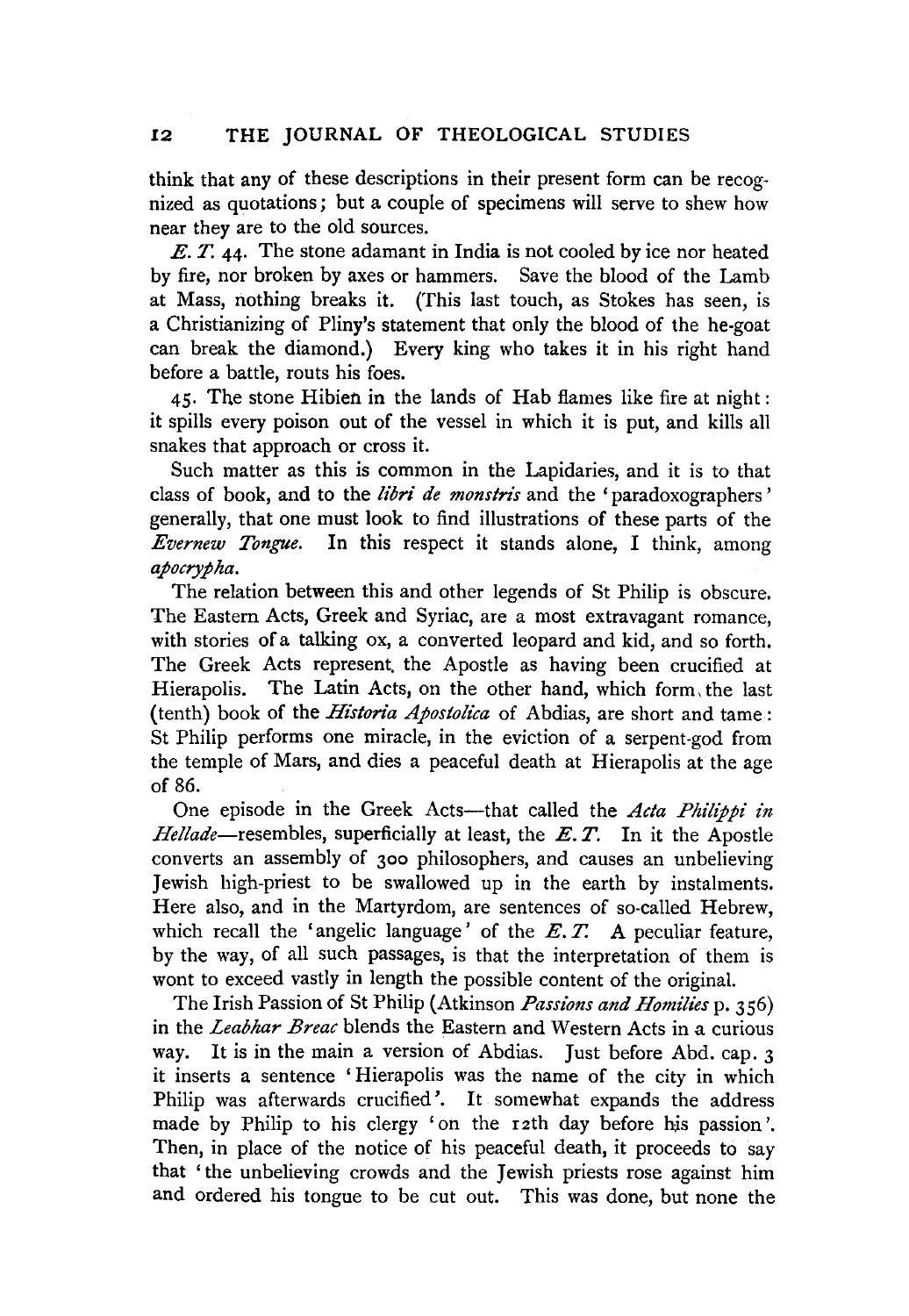think that any of these descriptions in their present form can be recognized as quotations; but a couple of specimens will serve to shew how near they are to the old sources.

*E. T.* 44. The stone adamant in India is not cooled by ice nor heated by fire, nor broken by axes or hammers. Save the blood of the Lamb at Mass, nothing breaks it. (This last touch, as Stokes has seen, is a Christianizing of Pliny's statement that only the blood of the he-goat can break the diamond.) Every king who takes it in his right hand before a battle, routs his foes.

45. The stone Hibien in the lands of Hab flames like fire at night: it spills every poison out of the vessel in which it is put, and kills all snakes that approach or cross it.

Such matter as this is common in the Lapidaries, and it is to that class of book, and to the *libri de monstris* and the 'paradoxographers' generally, that one must look to find illustrations of these parts of the *Evernew Tongue*. In this respect it stands alone, I think, among *apocrypha*.

The relation between this and other legends of St Philip is obscure. The Eastern Acts, Greek and Syriac, are a most extravagant romance, with stories of a talking ox, a converted leopard and kid, and so forth. The Greek Acts represent the Apostle as having been crucified at Hierapolis. The Latin Acts, on the other hand, which form the last (tenth) book of the *Historia Apostolica* of Abdias, are short and tame: St Philip performs one miracle, in the eviction of a serpent-god from the temple of Mars, and dies a peaceful death at Hierapolis at the age of 86.

One episode in the Greek Acts—that called the *Acta Philippi in Hellade*—resembles, superficially at least, the *E. T.* In it the Apostle converts an assembly of 300 philosophers, and causes an unbelieving Jewish high-priest to be swallowed up in the earth by instalments. Here also, and in the Martyrdom, are sentences of so-called Hebrew, which recall the 'angelic language' of the *E. T.* A peculiar feature, by the way, of all such passages, is that the interpretation of them is wont to exceed vastly in length the possible content of the original.

The Irish Passion of St Philip (Atkinson *Passions and Homilies* p. 356) in the *Leabhar Breac* blends the Eastern and Western Acts in a curious way. It is in the main a version of Abdias. Just before Abd. cap. 3 it inserts a sentence 'Hierapolis was the name of the city in which Philip was afterwards crucified'. It somewhat expands the address made by Philip to his clergy 'on the 12th day before his passion'. Then, in place of the notice of his peaceful death, it proceeds to say that 'the unbelieving crowds and the Jewish priests rose against him and ordered his tongue to be cut out. This was done, but none the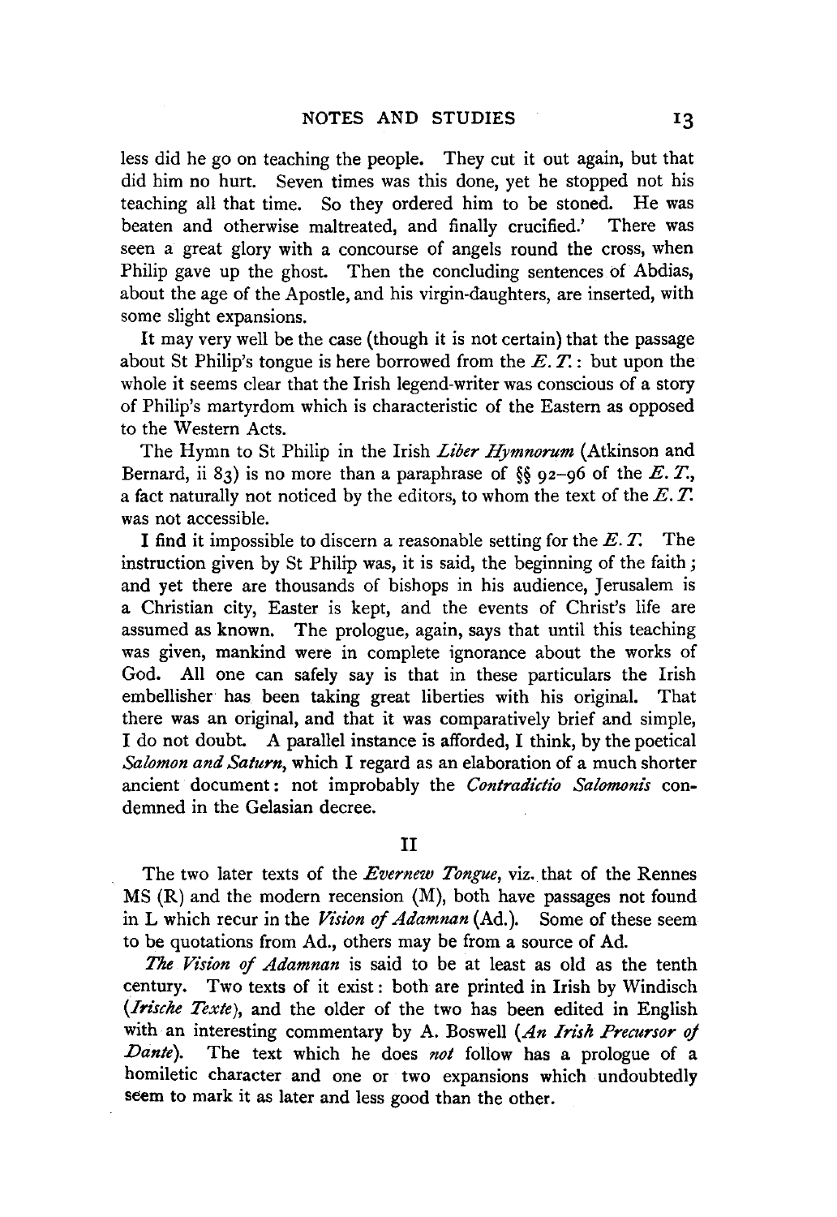less did he go on teaching the people. They cut it out again, but that did him no hurt. Seven times was this done, yet he stopped not his teaching all that time. So they ordered him to be stoned. He was beaten and otherwise maltreated, and finally crucified.' There was seen a great glory with a concourse of angels round the cross, when Philip gave up the ghost. Then the concluding sentences of Abdias, about the age of the Apostle, and his virgin-daughters, are inserted, with some slight expansions.

It may very well be the case (though it is not certain) that the passage about St Philip's tongue is here borrowed from the *E. T.*: but upon the whole it seems clear that the Irish legend-writer was conscious of a story of Philip's martyrdom which is characteristic of the Eastern as opposed to the Western Acts.

The Hymn to St Philip in the Irish *Liber Hymnorum* (Atkinson and Bernard, ii 83) is no more than a paraphrase of §§ 92–96 of the *E. T.*, a fact naturally not noticed by the editors, to whom the text of the *E. T.* was not accessible.

I find it impossible to discern a reasonable setting for the *E. T.* The instruction given by St Philip was, it is said, the beginning of the faith; and yet there are thousands of bishops in his audience, Jerusalem is a Christian city, Easter is kept, and the events of Christ's life are assumed as known. The prologue, again, says that until this teaching was given, mankind were in complete ignorance about the works of God. All one can safely say is that in these particulars the Irish embellisher has been taking great liberties with his original. That there was an original, and that it was comparatively brief and simple, I do not doubt. A parallel instance is afforded, I think, by the poetical *Salomon and Saturn*, which I regard as an elaboration of a much shorter ancient document: not improbably the *Contradictio Salomonis* condemned in the Gelasian decree.

## II

The two later texts of the *Evernew Tongue*, viz. that of the Rennes MS (R) and the modern recension (M), both have passages not found in L which recur in the *Vision of Adamnan* (Ad.). Some of these seem to be quotations from Ad., others may be from a source of Ad.

*The Vision of Adamnan* is said to be at least as old as the tenth century. Two texts of it exist: both are printed in Irish by Windisch (*Irische Texte*), and the older of the two has been edited in English with an interesting commentary by A. Boswell (*An Irish Precursor of Dante*). The text which he does *not* follow has a prologue of a homiletic character and one or two expansions which undoubtedly seem to mark it as later and less good than the other.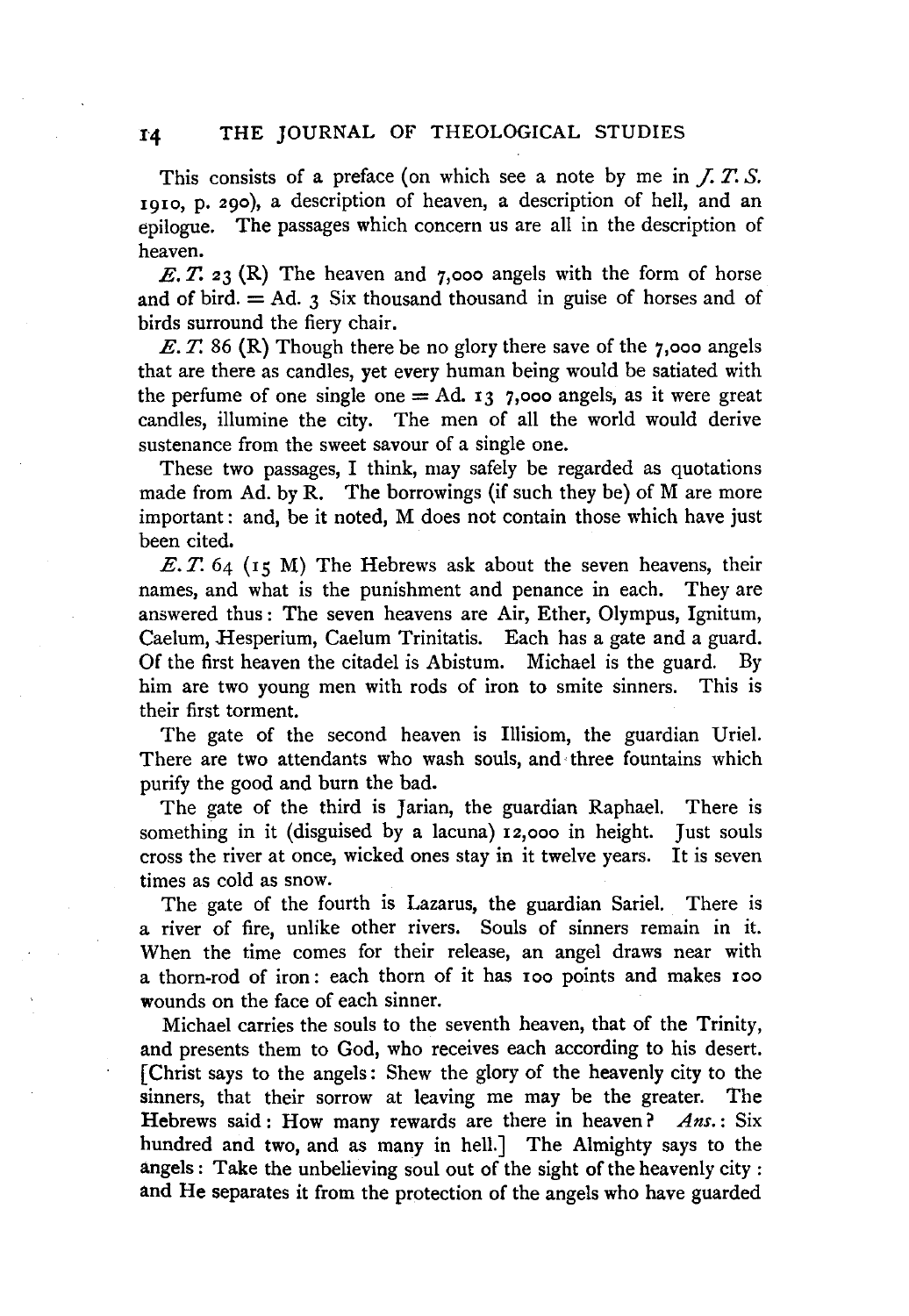This consists of a preface (on which see a note by me in *J. T. S.* 1910, p. 290), a description of heaven, a description of hell, and an epilogue. The passages which concern us are all in the description of heaven.

*E. T.* 23 (R) The heaven and 7,000 angels with the form of horse and of bird. = Ad. 3 Six thousand thousand in guise of horses and of birds surround the fiery chair.

*E. T.* 86 (R) Though there be no glory there save of the 7,000 angels that are there as candles, yet every human being would be satiated with the perfume of one single one = Ad. 13 7,000 angels, as it were great candles, illumine the city. The men of all the world would derive sustenance from the sweet savour of a single one.

These two passages, I think, may safely be regarded as quotations made from Ad. by R. The borrowings (if such they be) of M are more important: and, be it noted, M does not contain those which have just been cited.

*E. T.* 64 (15 M) The Hebrews ask about the seven heavens, their names, and what is the punishment and penance in each. They are answered thus: The seven heavens are Air, Ether, Olympus, Ignitum, Caelum, Hesperium, Caelum Trinitatis. Each has a gate and a guard. Of the first heaven the citadel is Abistum. Michael is the guard. By him are two young men with rods of iron to smite sinners. This is their first torment.

The gate of the second heaven is Illisiom, the guardian Uriel. There are two attendants who wash souls, and three fountains which purify the good and burn the bad.

The gate of the third is Jarian, the guardian Raphael. There is something in it (disguised by a lacuna) 12,000 in height. Just souls cross the river at once, wicked ones stay in it twelve years. It is seven times as cold as snow.

The gate of the fourth is Lazarus, the guardian Sariel. There is a river of fire, unlike other rivers. Souls of sinners remain in it. When the time comes for their release, an angel draws near with a thorn-rod of iron: each thorn of it has 100 points and makes 100 wounds on the face of each sinner.

Michael carries the souls to the seventh heaven, that of the Trinity, and presents them to God, who receives each according to his desert. [Christ says to the angels: Shew the glory of the heavenly city to the sinners, that their sorrow at leaving me may be the greater. The Hebrews said: How many rewards are there in heaven? *Ans.*: Six hundred and two, and as many in hell.] The Almighty says to the angels: Take the unbelieving soul out of the sight of the heavenly city: and He separates it from the protection of the angels who have guarded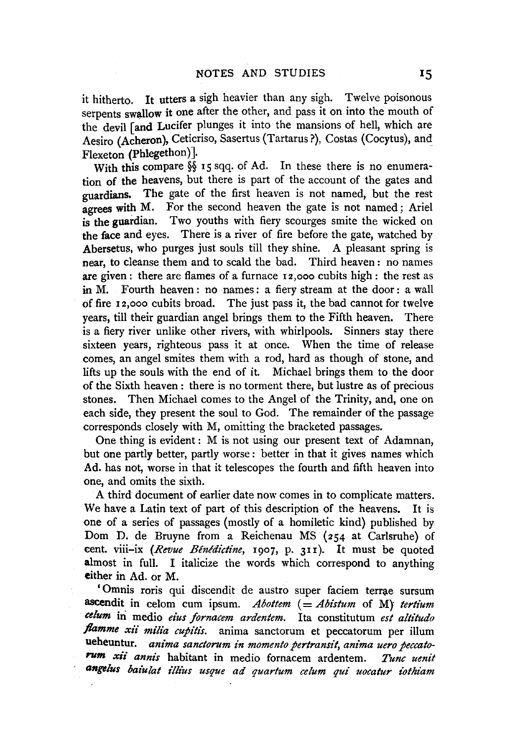it hitherto. It utters a sigh heavier than any sigh. Twelve poisonous serpents swallow it one after the other, and pass it on into the mouth of the devil [and Lucifer plunges it into the mansions of hell, which are Aesiro (Acheron), Ceticriso, Sasertus (Tartarus ?), Costas (Cocytus), and Flexeton (Phlegethon)].

With this compare §§ 15 sqq. of Ad. In these there is no enumeration of the heavens, but there is part of the account of the gates and guardians. The gate of the first heaven is not named, but the rest agrees with M. For the second heaven the gate is not named; Ariel is the guardian. Two youths with fiery scourges smite the wicked on the face and eyes. There is a river of fire before the gate, watched by Abersetus, who purges just souls till they shine. A pleasant spring is near, to cleanse them and to scald the bad. Third heaven: no names are given: there are flames of a furnace 12,000 cubits high: the rest as in M. Fourth heaven: no names: a fiery stream at the door: a wall of fire 12,000 cubits broad. The just pass it, the bad cannot for twelve years, till their guardian angel brings them to the Fifth heaven. There is a fiery river unlike other rivers, with whirlpools. Sinners stay there sixteen years, righteous pass it at once. When the time of release comes, an angel smites them with a rod, hard as though of stone, and lifts up the souls with the end of it. Michael brings them to the door of the Sixth heaven: there is no torment there, but lustre as of precious stones. Then Michael comes to the Angel of the Trinity, and, one on each side, they present the soul to God. The remainder of the passage corresponds closely with M, omitting the bracketed passages.

One thing is evident: M is not using our present text of Adamnan, but one partly better, partly worse: better in that it gives names which Ad. has not, worse in that it telescopes the fourth and fifth heaven into one, and omits the sixth.

A third document of earlier date now comes in to complicate matters. We have a Latin text of part of this description of the heavens. It is one of a series of passages (mostly of a homiletic kind) published by Dom D. de Bruyne from a Reichenau MS (254 at Carlsruhe) of cent. viii–ix (*Revue Bénédictine*, 1907, p. 311). It must be quoted almost in full. I italicize the words which correspond to anything either in Ad. or M.

'Omnis roris qui discendit de austro super faciem terrae sursum ascendit in celom cum ipsum. *Abottem* (= *Abistum* of M) *tertium celum* in medio *eius fornacem ardentem.* Ita constitutum *est altitudo flamme xii milia cupitis.* anima sanctorum et peccatorum per illum ueheuntur. *anima sanctorum in momento pertransit, anima uero peccatorum xii annis* habitant in medio fornacem ardentem. *Tunc uenit angelus baiulat illius usque ad quartum celum qui uocatur iothiam*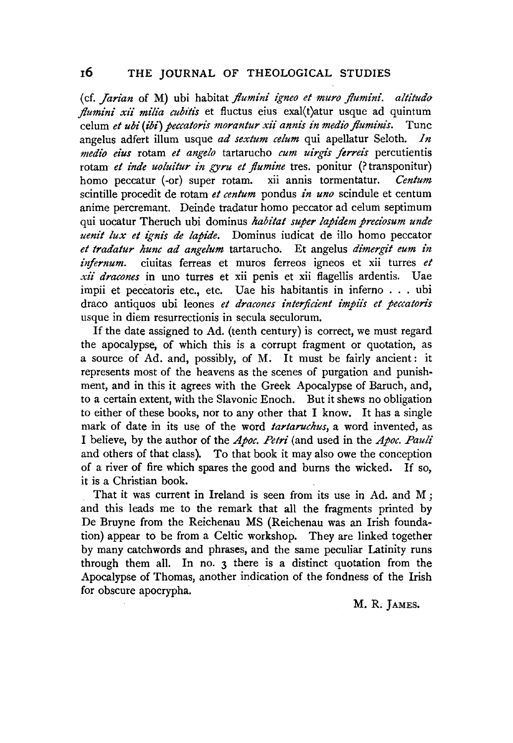(cf. *Jarian* of M) ubi habitat *flumini igneo et muro flumini. altitudo flumini xii milia cubitis* et fluctus eius exal(t)atur usque ad quintum celum *et ubi* (*ibi*) *peccatoris morantur xii annis in medio fluminis.* Tunc angelus adfert illum usque *ad sextum celum* qui apellatur Seloth. *In medio eius* rotam *et angelo* tartarucho *cum uirgis ferreis* percutientis rotam *et inde uoluitur in gyru et flumine* tres. ponitur (? transponitur) homo peccatur (-or) super rotam. xii annis tormentatur. *Centum* scintille procedit de rotam *et centum* pondus *in uno* scindule et centum anime percremant. Deinde tradatur homo peccator ad celum septimum qui uocatur Theruch ubi dominus *habitat super lapidem preciosum unde uenit lux et ignis de lapide.* Dominus iudicat de illo homo peccator *et tradatur hunc ad angelum* tartarucho. Et angelus *dimergit eum in infernum.* ciuitas ferreas et muros ferreos igneos et xii turres *et xii dracones* in uno turres et xii penis et xii flagellis ardentis. Uae impii et peccatoris etc., etc. Uae his habitantis in inferno . . . ubi draco antiquos ubi leones *et dracones interficient impiis et peccatoris* usque in diem resurrectionis in secula seculorum.

If the date assigned to Ad. (tenth century) is correct, we must regard the apocalypse, of which this is a corrupt fragment or quotation, as a source of Ad. and, possibly, of M. It must be fairly ancient: it represents most of the heavens as the scenes of purgation and punishment, and in this it agrees with the Greek Apocalypse of Baruch, and, to a certain extent, with the Slavonic Enoch. But it shews no obligation to either of these books, nor to any other that I know. It has a single mark of date in its use of the word *tartaruchus*, a word invented, as I believe, by the author of the *Apoc. Petri* (and used in the *Apoc. Pauli* and others of that class). To that book it may also owe the conception of a river of fire which spares the good and burns the wicked. If so, it is a Christian book.

That it was current in Ireland is seen from its use in Ad. and M; and this leads me to the remark that all the fragments printed by De Bruyne from the Reichenau MS (Reichenau was an Irish foundation) appear to be from a Celtic workshop. They are linked together by many catchwords and phrases, and the same peculiar Latinity runs through them all. In no. 3 there is a distinct quotation from the Apocalypse of Thomas, another indication of the fondness of the Irish for obscure apocrypha.

M. R. JAMES.